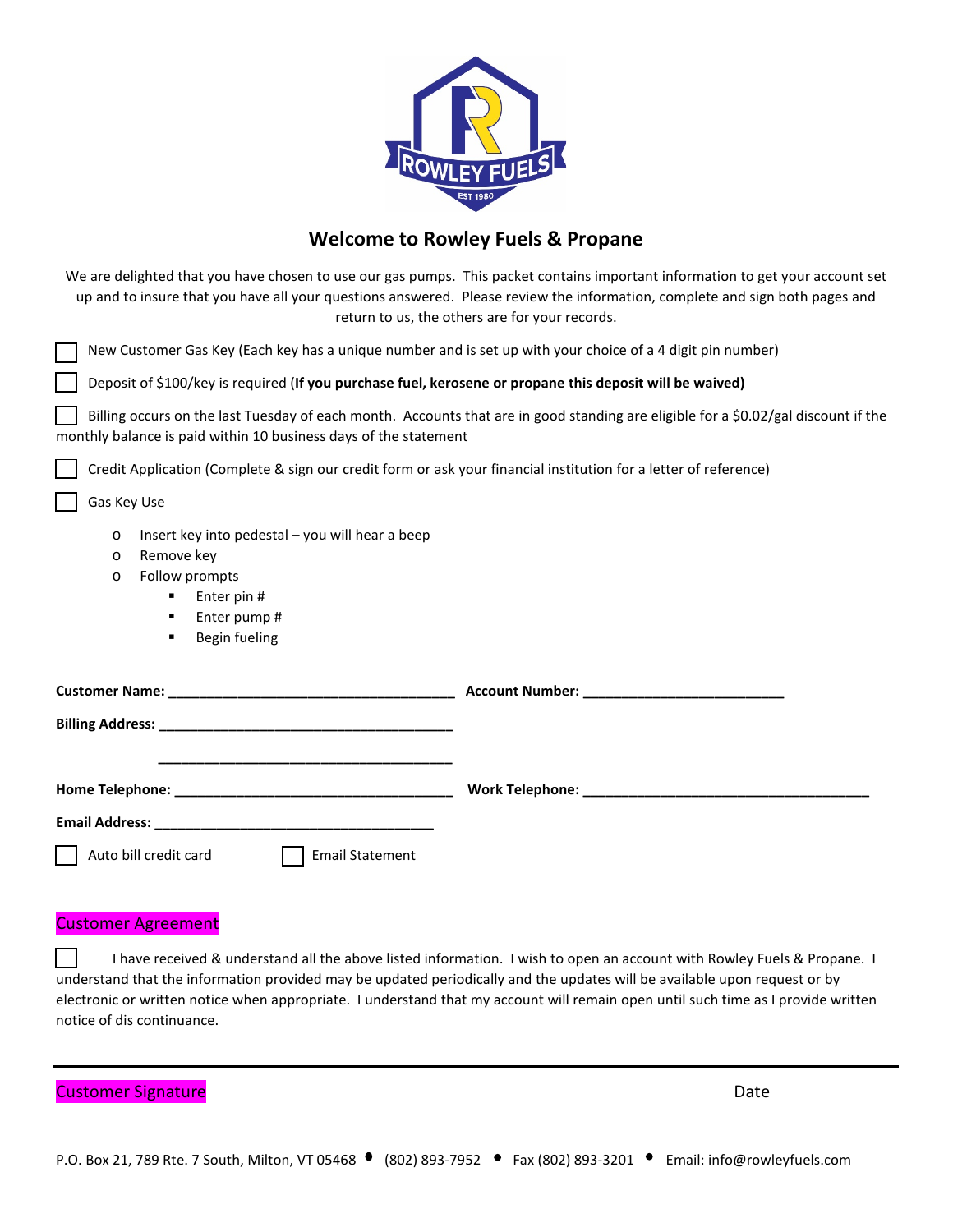# Welcome to Rowley Fuels & Propane

We are delighted that you have chosen to use our gas pumps. This packet contains important information to get your account set up and to insure that you have all your questions answered. Please review the information, complete and sign both pages and return to us, the others are for your records.

☐ New Customer Gas Key (Each key has a unique number and is set up with your choice of a 4 digit pin number)

☐ Deposit of $100/key is required (**If you purchase fuel, kerosene or propane this deposit will be waived)**

☐ Billing occurs on the last Tuesday of each month. Accounts that are in good standing are eligible for a $0.02/gal discount if the monthly balance is paid within 10 business days of the statement

☐ Credit Application (Complete & sign our credit form or ask your financial institution for a letter of reference)

☐ Gas Key Use

- Insert key into pedestal – you will hear a beep
- Remove key
- Follow prompts
  - Enter pin #
  - Enter pump #
  - Begin fueling

**Customer Name:** ____________________________________ **Account Number:** __________________________

**Billing Address:** ______________________________________

______________________________________

**Home Telephone:** ____________________________________ **Work Telephone:** _____________________________________

**Email Address:** ____________________________________

☐ Auto bill credit card ☐ Email Statement

## Customer Agreement

☐ I have received & understand all the above listed information. I wish to open an account with Rowley Fuels & Propane. I understand that the information provided may be updated periodically and the updates will be available upon request or by electronic or written notice when appropriate. I understand that my account will remain open until such time as I provide written notice of dis continuance.

Customer Signature Date

P.O. Box 21, 789 Rte. 7 South, Milton, VT 05468 • (802) 893-7952 • Fax (802) 893-3201 • Email: info@rowleyfuels.com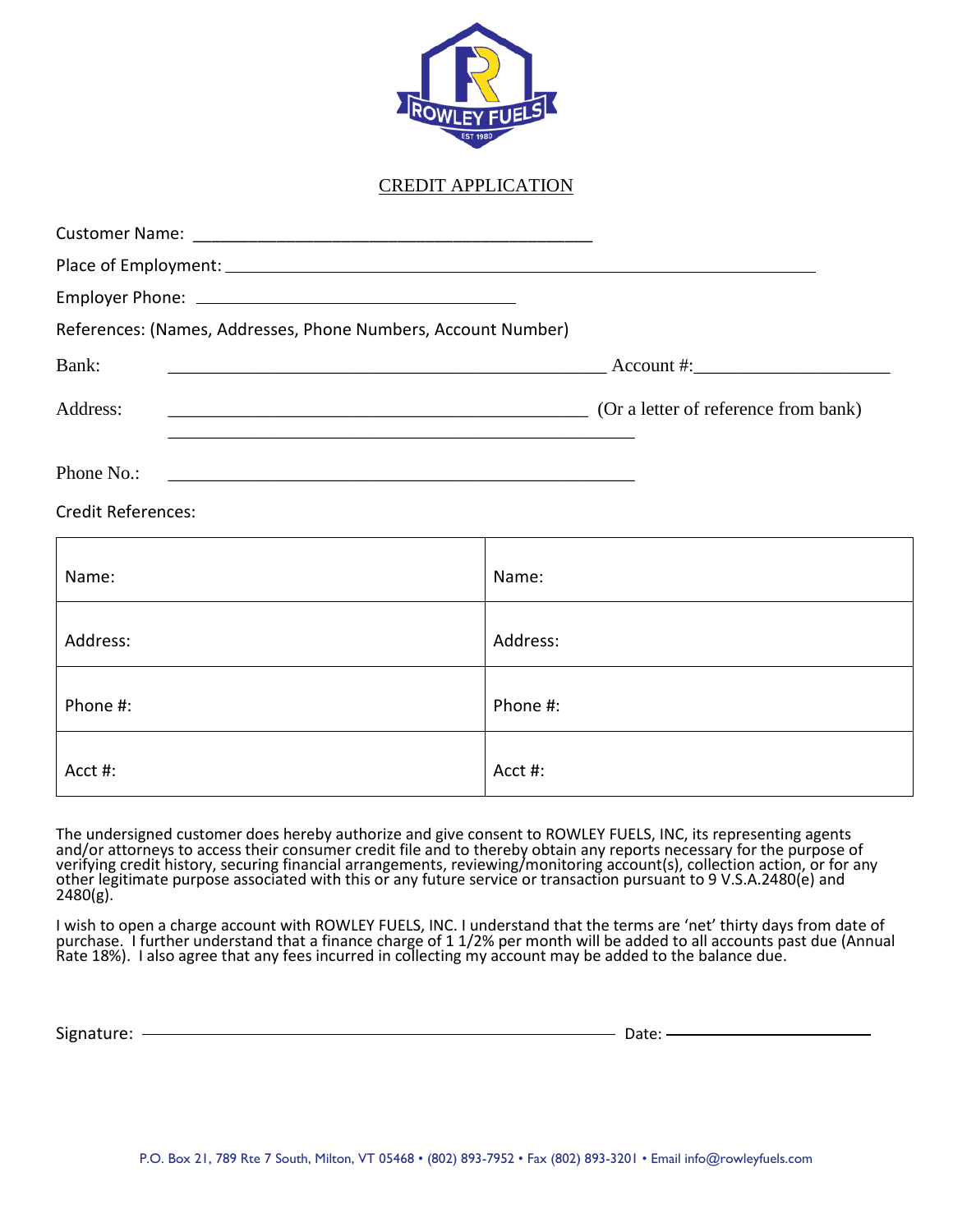# CREDIT APPLICATION

Customer Name: ___________________________________________

Place of Employment: ________________________________________________________________

Employer Phone: __________________________________

References: (Names, Addresses, Phone Numbers, Account Number)

Bank: _______________________________________________ Account #: ____________________

Address: _____________________________________________ (Or a letter of reference from bank)

_______________________________________________

Phone No.: _______________________________________________

Credit References:

| | |
|---|---|
| Name: | Name: |
| Address: | Address: |
| Phone #: | Phone #: |
| Acct #: | Acct #: |

The undersigned customer does hereby authorize and give consent to ROWLEY FUELS, INC, its representing agents and/or attorneys to access their consumer credit file and to thereby obtain any reports necessary for the purpose of verifying credit history, securing financial arrangements, reviewing/monitoring account(s), collection action, or for any other legitimate purpose associated with this or any future service or transaction pursuant to 9 V.S.A.2480(e) and 2480(g).

I wish to open a charge account with ROWLEY FUELS, INC. I understand that the terms are 'net' thirty days from date of purchase. I further understand that a finance charge of 1 1/2% per month will be added to all accounts past due (Annual Rate 18%). I also agree that any fees incurred in collecting my account may be added to the balance due.

Signature: ________________________________________________ Date: ____________________

P.O. Box 21, 789 Rte 7 South, Milton, VT 05468 • (802) 893-7952 • Fax (802) 893-3201 • Email info@rowleyfuels.com